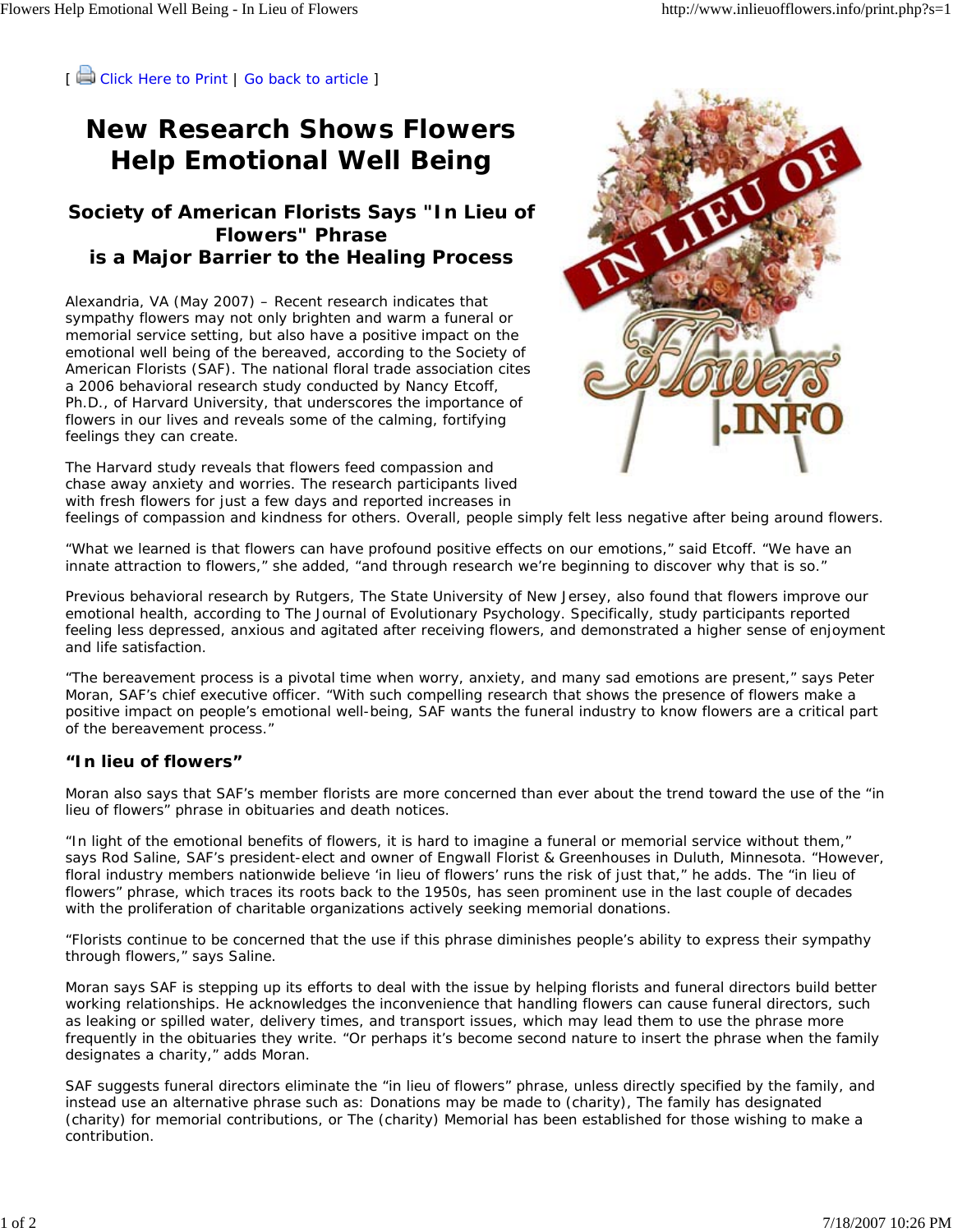[ Click Here to Print | Go back to article ]

# New Research Shows Flowers Help Emotional Well Being

## Society of American Florists Says "In Lieu of Flowers" Phrase is a Major Barrier to the Healing Process

Alexandria, VA (May 2007) – Recent research indicates that sympathy flowers may not only brighten and warm a funeral or memorial service setting, but also have a positive impact on the emotional well being of the bereaved, according to the Society of American Florists (SAF). The national floral trade association cites a 2006 behavioral research study conducted by Nancy Etcoff, Ph.D., of Harvard University, that underscores the importance of flowers in our lives and reveals some of the calming, fortifying feelings they can create.

The Harvard study reveals that flowers feed compassion and chase away anxiety and worries. The research participants lived with fresh flowers for just a few days and reported increases in feelings of compassion and kindness for others. Overall, people simply felt less negative after being around flowers.

“What we learned is that flowers can have profound positive effects on our emotions,” said Etcoff. “We have an innate attraction to flowers,” she added, “and through research we’re beginning to discover why that is so.”

Previous behavioral research by Rutgers, The State University of New Jersey, also found that flowers improve our emotional health, according to The Journal of Evolutionary Psychology. Specifically, study participants reported feeling less depressed, anxious and agitated after receiving flowers, and demonstrated a higher sense of enjoyment and life satisfaction.

“The bereavement process is a pivotal time when worry, anxiety, and many sad emotions are present,” says Peter Moran, SAF’s chief executive officer. “With such compelling research that shows the presence of flowers make a positive impact on people’s emotional well-being, SAF wants the funeral industry to know flowers are a critical part of the bereavement process.”

### “In lieu of flowers”

Moran also says that SAF’s member florists are more concerned than ever about the trend toward the use of the “in lieu of flowers” phrase in obituaries and death notices.

“In light of the emotional benefits of flowers, it is hard to imagine a funeral or memorial service without them,” says Rod Saline, SAF’s president-elect and owner of Engwall Florist & Greenhouses in Duluth, Minnesota. “However, floral industry members nationwide believe ‘in lieu of flowers’ runs the risk of just that,” he adds. The “in lieu of flowers” phrase, which traces its roots back to the 1950s, has seen prominent use in the last couple of decades with the proliferation of charitable organizations actively seeking memorial donations.

“Florists continue to be concerned that the use if this phrase diminishes people’s ability to express their sympathy through flowers,” says Saline.

Moran says SAF is stepping up its efforts to deal with the issue by helping florists and funeral directors build better working relationships. He acknowledges the inconvenience that handling flowers can cause funeral directors, such as leaking or spilled water, delivery times, and transport issues, which may lead them to use the phrase more frequently in the obituaries they write. “Or perhaps it’s become second nature to insert the phrase when the family designates a charity,” adds Moran.

SAF suggests funeral directors eliminate the “in lieu of flowers” phrase, unless directly specified by the family, and instead use an alternative phrase such as: Donations may be made to (charity), The family has designated (charity) for memorial contributions, or The (charity) Memorial has been established for those wishing to make a contribution.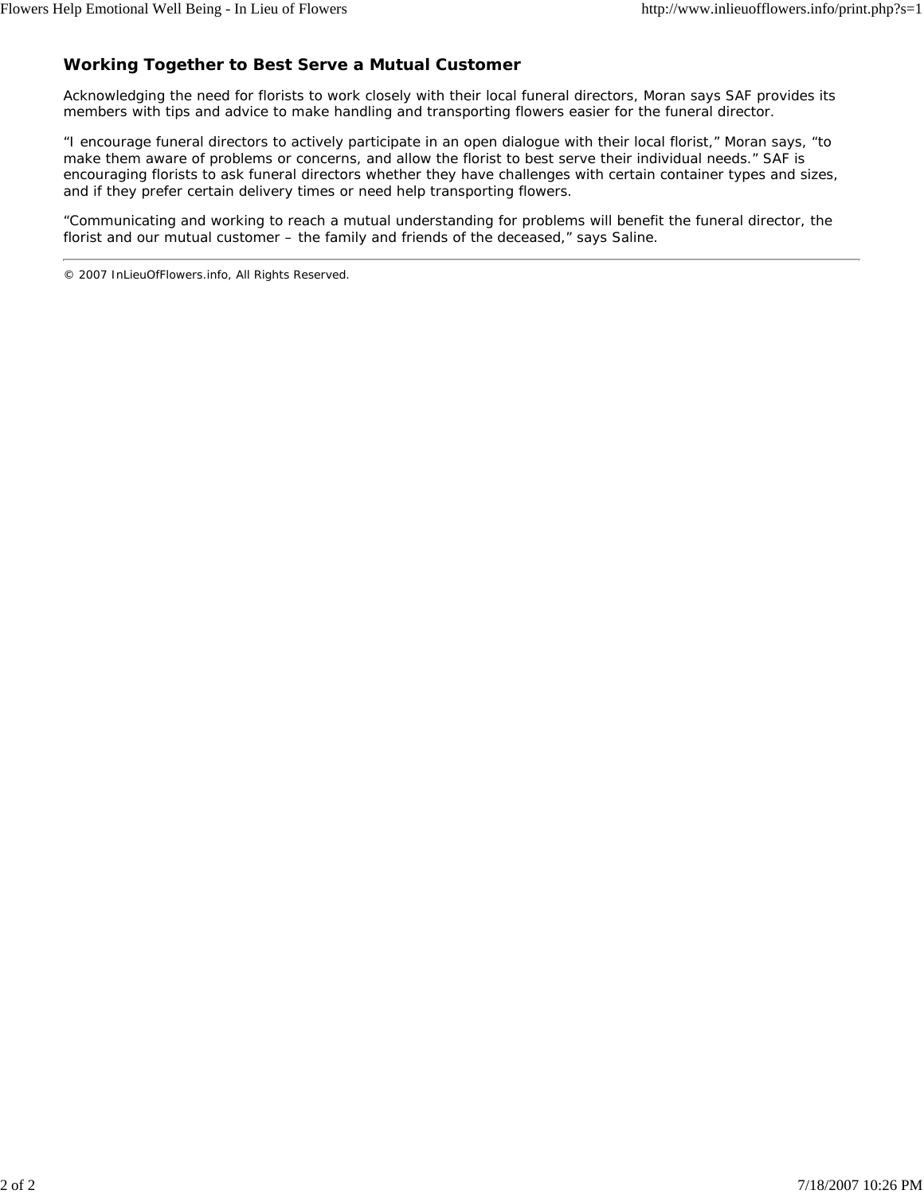## Working Together to Best Serve a Mutual Customer

Acknowledging the need for florists to work closely with their local funeral directors, Moran says SAF provides its members with tips and advice to make handling and transporting flowers easier for the funeral director.

"I encourage funeral directors to actively participate in an open dialogue with their local florist," Moran says, "to make them aware of problems or concerns, and allow the florist to best serve their individual needs." SAF is encouraging florists to ask funeral directors whether they have challenges with certain container types and sizes, and if they prefer certain delivery times or need help transporting flowers.

"Communicating and working to reach a mutual understanding for problems will benefit the funeral director, the florist and our mutual customer – the family and friends of the deceased," says Saline.

---

© 2007 InLieuOfFlowers.info, All Rights Reserved.